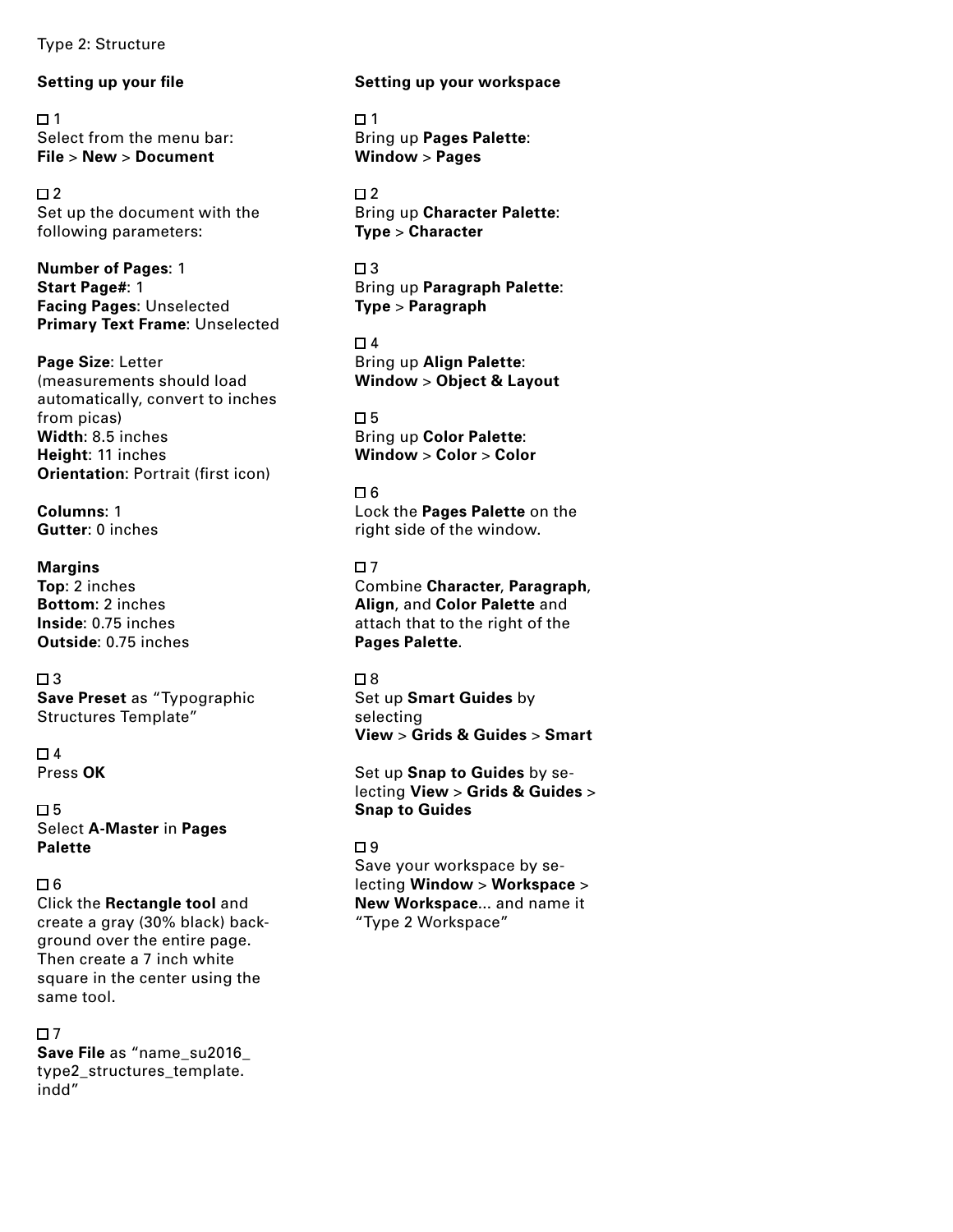Type 2: Structure

## Setting up your file

☐ 1
Select from the menu bar:
**File** > **New** > **Document**

☐ 2
Set up the document with the following parameters:

**Number of Pages**: 1
**Start Page#**: 1
**Facing Pages**: Unselected
**Primary Text Frame**: Unselected

**Page Size**: Letter
(measurements should load automatically, convert to inches from picas)
**Width**: 8.5 inches
**Height**: 11 inches
**Orientation**: Portrait (first icon)

**Columns**: 1
**Gutter**: 0 inches

**Margins**
**Top**: 2 inches
**Bottom**: 2 inches
**Inside**: 0.75 inches
**Outside**: 0.75 inches

☐ 3
**Save Preset** as “Typographic Structures Template”

☐ 4
Press **OK**

☐ 5
Select **A-Master** in **Pages Palette**

☐ 6
Click the **Rectangle tool** and create a gray (30% black) background over the entire page. Then create a 7 inch white square in the center using the same tool.

☐ 7
**Save File** as “name_su2016_type2_structures_template.indd”

## Setting up your workspace

☐ 1
Bring up **Pages Palette**:
**Window** > **Pages**

☐ 2
Bring up **Character Palette**:
**Type** > **Character**

☐ 3
Bring up **Paragraph Palette**:
**Type** > **Paragraph**

☐ 4
Bring up **Align Palette**:
**Window** > **Object & Layout**

☐ 5
Bring up **Color Palette**:
**Window** > **Color** > **Color**

☐ 6
Lock the **Pages Palette** on the right side of the window.

☐ 7
Combine **Character**, **Paragraph**, **Align**, and **Color Palette** and attach that to the right of the **Pages Palette**.

☐ 8
Set up **Smart Guides** by selecting
**View** > **Grids & Guides** > **Smart**

Set up **Snap to Guides** by selecting **View** > **Grids & Guides** > **Snap to Guides**

☐ 9
Save your workspace by selecting **Window** > **Workspace** > **New Workspace**... and name it “Type 2 Workspace”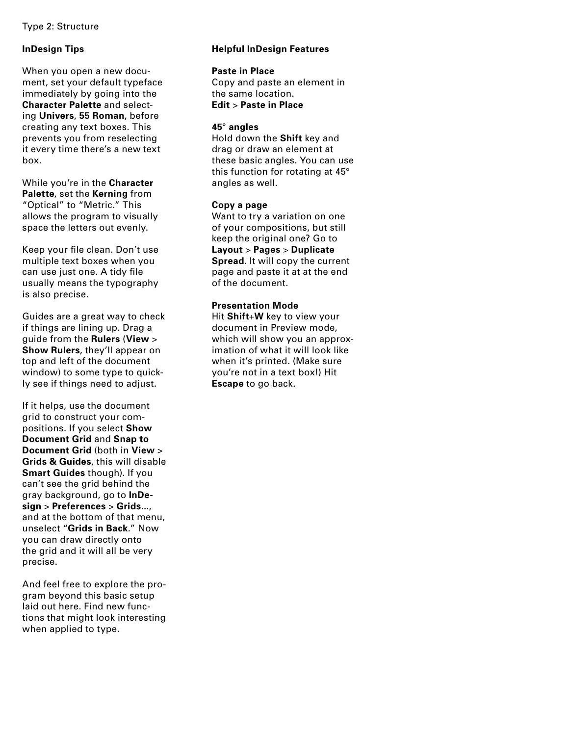Type 2: Structure

## InDesign Tips

When you open a new document, set your default typeface immediately by going into the **Character Palette** and selecting **Univers**, **55 Roman**, before creating any text boxes. This prevents you from reselecting it every time there's a new text box.

While you're in the **Character Palette**, set the **Kerning** from "Optical" to "Metric." This allows the program to visually space the letters out evenly.

Keep your file clean. Don't use multiple text boxes when you can use just one. A tidy file usually means the typography is also precise.

Guides are a great way to check if things are lining up. Drag a guide from the **Rulers** (**View** > **Show Rulers**, they'll appear on top and left of the document window) to some type to quickly see if things need to adjust.

If it helps, use the document grid to construct your compositions. If you select **Show Document Grid** and **Snap to Document Grid** (both in **View** > **Grids & Guides**, this will disable **Smart Guides** though). If you can't see the grid behind the gray background, go to **InDesign** > **Preferences** > **Grids...**, and at the bottom of that menu, unselect "**Grids in Back**." Now you can draw directly onto the grid and it will all be very precise.

And feel free to explore the program beyond this basic setup laid out here. Find new functions that might look interesting when applied to type.

## Helpful InDesign Features

**Paste in Place**
Copy and paste an element in the same location.
**Edit** > **Paste in Place**

**45° angles**
Hold down the **Shift** key and drag or draw an element at these basic angles. You can use this function for rotating at 45° angles as well.

**Copy a page**
Want to try a variation on one of your compositions, but still keep the original one? Go to **Layout** > **Pages** > **Duplicate Spread**. It will copy the current page and paste it at at the end of the document.

**Presentation Mode**
Hit **Shift**+**W** key to view your document in Preview mode, which will show you an approximation of what it will look like when it's printed. (Make sure you're not in a text box!) Hit **Escape** to go back.